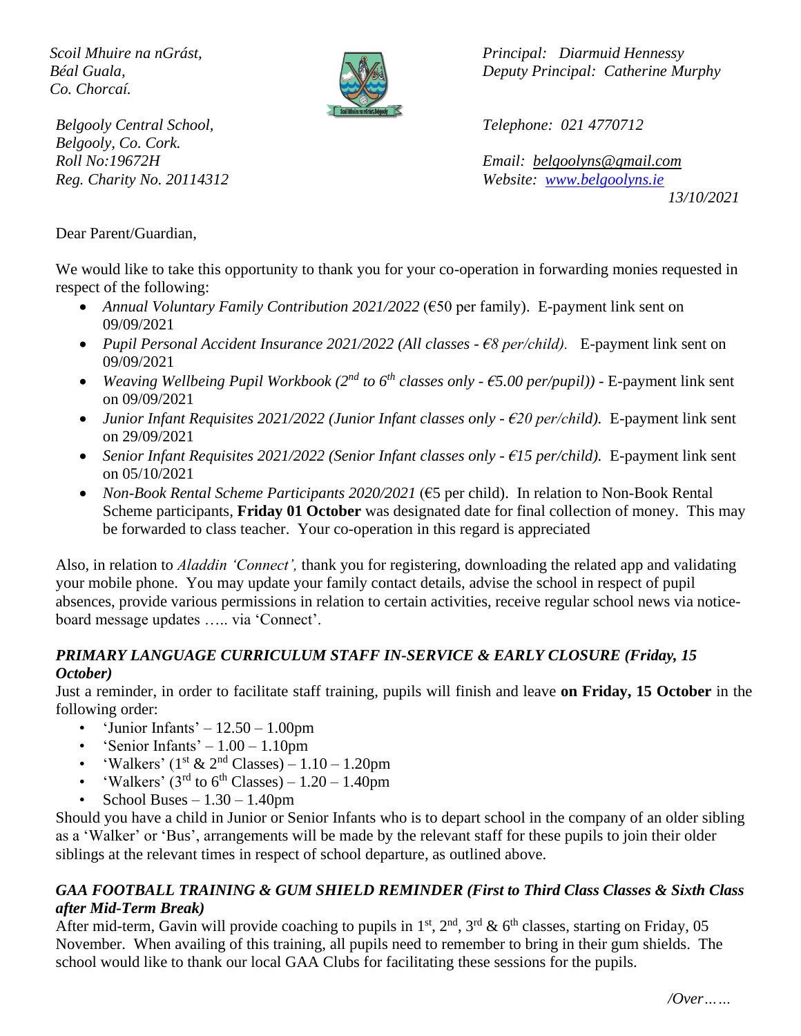*Scoil Mhuire na nGrást,*
*Béal Guala,*
*Co. Chorcaí.*

*Belgooly Central School,*
*Belgooly, Co. Cork.*
*Roll No:19672H*
*Reg. Charity No. 20114312*

*Principal: Diarmuid Hennessy*
*Deputy Principal: Catherine Murphy*

*Telephone: 021 4770712*

*Email: belgoolyns@gmail.com*
*Website: www.belgoolyns.ie*

*13/10/2021*

Dear Parent/Guardian,

We would like to take this opportunity to thank you for your co-operation in forwarding monies requested in respect of the following:

- *Annual Voluntary Family Contribution 2021/2022* (€50 per family). E-payment link sent on 09/09/2021
- *Pupil Personal Accident Insurance 2021/2022 (All classes - €8 per/child).* E-payment link sent on 09/09/2021
- *Weaving Wellbeing Pupil Workbook (2nd to 6th classes only - €5.00 per/pupil))* - E-payment link sent on 09/09/2021
- *Junior Infant Requisites 2021/2022 (Junior Infant classes only - €20 per/child).* E-payment link sent on 29/09/2021
- *Senior Infant Requisites 2021/2022 (Senior Infant classes only - €15 per/child).* E-payment link sent on 05/10/2021
- *Non-Book Rental Scheme Participants 2020/2021* (€5 per child). In relation to Non-Book Rental Scheme participants, **Friday 01 October** was designated date for final collection of money. This may be forwarded to class teacher. Your co-operation in this regard is appreciated

Also, in relation to *Aladdin 'Connect',* thank you for registering, downloading the related app and validating your mobile phone. You may update your family contact details, advise the school in respect of pupil absences, provide various permissions in relation to certain activities, receive regular school news via notice-board message updates ….. via 'Connect'.

### *PRIMARY LANGUAGE CURRICULUM STAFF IN-SERVICE & EARLY CLOSURE (Friday, 15 October)*

Just a reminder, in order to facilitate staff training, pupils will finish and leave **on Friday, 15 October** in the following order:

- 'Junior Infants' – 12.50 – 1.00pm
- 'Senior Infants' – 1.00 – 1.10pm
- 'Walkers' (1st & 2nd Classes) – 1.10 – 1.20pm
- 'Walkers' (3rd to 6th Classes) – 1.20 – 1.40pm
- School Buses – 1.30 – 1.40pm

Should you have a child in Junior or Senior Infants who is to depart school in the company of an older sibling as a 'Walker' or 'Bus', arrangements will be made by the relevant staff for these pupils to join their older siblings at the relevant times in respect of school departure, as outlined above.

### *GAA FOOTBALL TRAINING & GUM SHIELD REMINDER (First to Third Class Classes & Sixth Class after Mid-Term Break)*

After mid-term, Gavin will provide coaching to pupils in 1st, 2nd, 3rd & 6th classes, starting on Friday, 05 November. When availing of this training, all pupils need to remember to bring in their gum shields. The school would like to thank our local GAA Clubs for facilitating these sessions for the pupils.

*/Over……*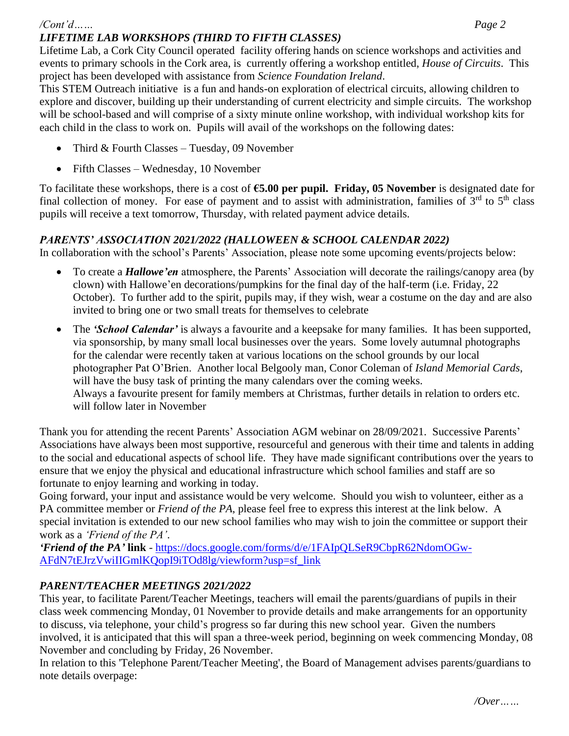/Cont'd……

### *LIFETIME LAB WORKSHOPS (THIRD TO FIFTH CLASSES)*

Lifetime Lab, a Cork City Council operated facility offering hands on science workshops and activities and events to primary schools in the Cork area, is currently offering a workshop entitled, *House of Circuits*. This project has been developed with assistance from *Science Foundation Ireland*.

This STEM Outreach initiative is a fun and hands-on exploration of electrical circuits, allowing children to explore and discover, building up their understanding of current electricity and simple circuits. The workshop will be school-based and will comprise of a sixty minute online workshop, with individual workshop kits for each child in the class to work on. Pupils will avail of the workshops on the following dates:

- Third & Fourth Classes – Tuesday, 09 November
- Fifth Classes – Wednesday, 10 November

To facilitate these workshops, there is a cost of **€5.00 per pupil. Friday, 05 November** is designated date for final collection of money. For ease of payment and to assist with administration, families of 3rd to 5th class pupils will receive a text tomorrow, Thursday, with related payment advice details.

### *PARENTS' ASSOCIATION 2021/2022 (HALLOWEEN & SCHOOL CALENDAR 2022)*

In collaboration with the school's Parents' Association, please note some upcoming events/projects below:

- To create a ***Hallowe'en*** atmosphere, the Parents' Association will decorate the railings/canopy area (by clown) with Hallowe'en decorations/pumpkins for the final day of the half-term (i.e. Friday, 22 October). To further add to the spirit, pupils may, if they wish, wear a costume on the day and are also invited to bring one or two small treats for themselves to celebrate
- The ***'School Calendar'*** is always a favourite and a keepsake for many families. It has been supported, via sponsorship, by many small local businesses over the years. Some lovely autumnal photographs for the calendar were recently taken at various locations on the school grounds by our local photographer Pat O'Brien. Another local Belgooly man, Conor Coleman of *Island Memorial Cards*, will have the busy task of printing the many calendars over the coming weeks.
  Always a favourite present for family members at Christmas, further details in relation to orders etc. will follow later in November

Thank you for attending the recent Parents' Association AGM webinar on 28/09/2021. Successive Parents' Associations have always been most supportive, resourceful and generous with their time and talents in adding to the social and educational aspects of school life. They have made significant contributions over the years to ensure that we enjoy the physical and educational infrastructure which school families and staff are so fortunate to enjoy learning and working in today.

Going forward, your input and assistance would be very welcome. Should you wish to volunteer, either as a PA committee member or *Friend of the PA*, please feel free to express this interest at the link below. A special invitation is extended to our new school families who may wish to join the committee or support their work as a *'Friend of the PA'*.

***'Friend of the PA'* link** - https://docs.google.com/forms/d/e/1FAIpQLSeR9CbpR62NdomOGw-AFdN7tEJrzVwiIIGmlKQopI9iTOd8lg/viewform?usp=sf_link

### *PARENT/TEACHER MEETINGS 2021/2022*

This year, to facilitate Parent/Teacher Meetings, teachers will email the parents/guardians of pupils in their class week commencing Monday, 01 November to provide details and make arrangements for an opportunity to discuss, via telephone, your child's progress so far during this new school year. Given the numbers involved, it is anticipated that this will span a three-week period, beginning on week commencing Monday, 08 November and concluding by Friday, 26 November.

In relation to this 'Telephone Parent/Teacher Meeting', the Board of Management advises parents/guardians to note details overpage:

/Over……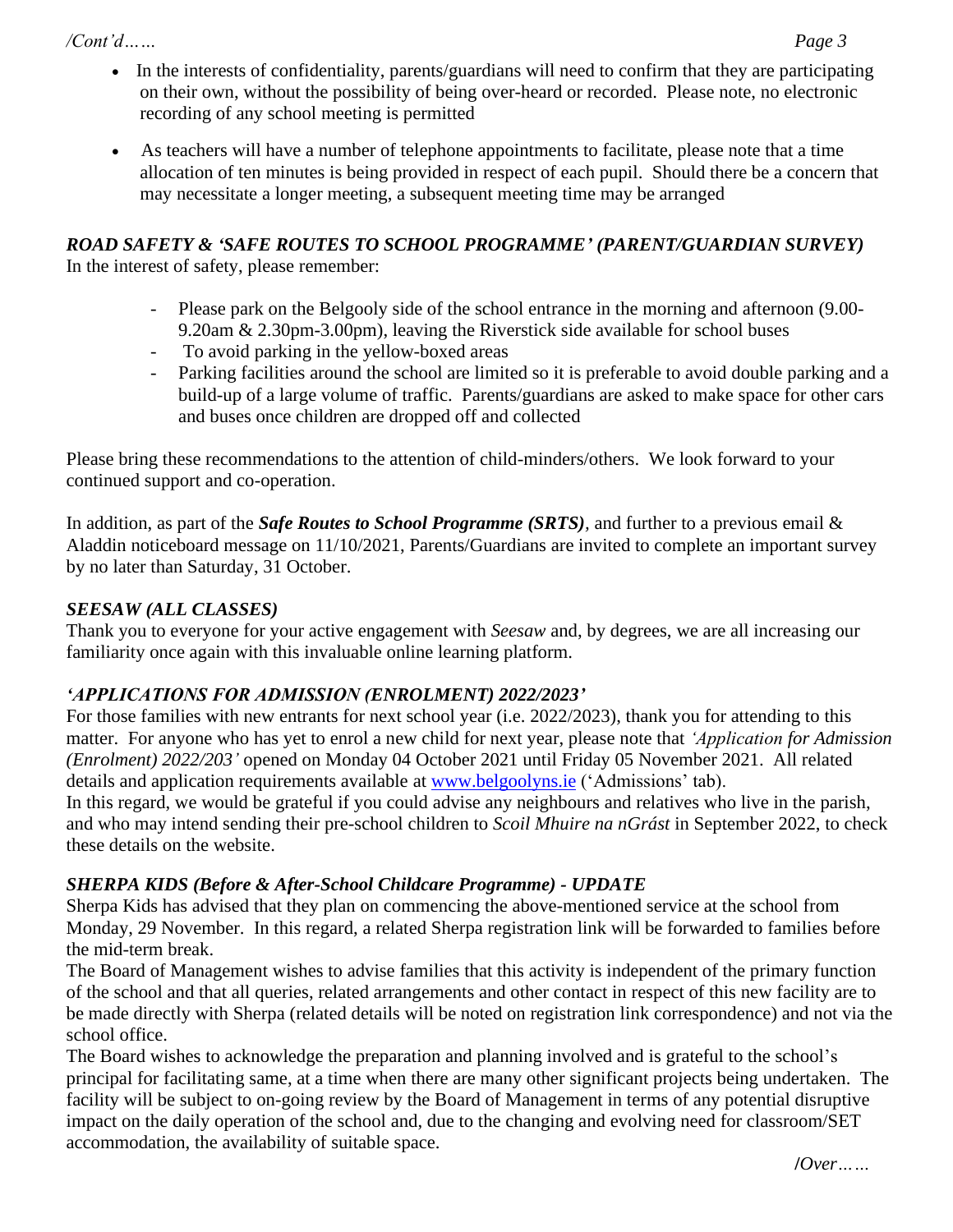- In the interests of confidentiality, parents/guardians will need to confirm that they are participating on their own, without the possibility of being over-heard or recorded. Please note, no electronic recording of any school meeting is permitted

- As teachers will have a number of telephone appointments to facilitate, please note that a time allocation of ten minutes is being provided in respect of each pupil. Should there be a concern that may necessitate a longer meeting, a subsequent meeting time may be arranged

### *ROAD SAFETY & 'SAFE ROUTES TO SCHOOL PROGRAMME' (PARENT/GUARDIAN SURVEY)*

In the interest of safety, please remember:

- Please park on the Belgooly side of the school entrance in the morning and afternoon (9.00-9.20am & 2.30pm-3.00pm), leaving the Riverstick side available for school buses
- To avoid parking in the yellow-boxed areas
- Parking facilities around the school are limited so it is preferable to avoid double parking and a build-up of a large volume of traffic. Parents/guardians are asked to make space for other cars and buses once children are dropped off and collected

Please bring these recommendations to the attention of child-minders/others. We look forward to your continued support and co-operation.

In addition, as part of the ***Safe Routes to School Programme (SRTS)***, and further to a previous email & Aladdin noticeboard message on 11/10/2021, Parents/Guardians are invited to complete an important survey by no later than Saturday, 31 October.

### *SEESAW (ALL CLASSES)*

Thank you to everyone for your active engagement with *Seesaw* and, by degrees, we are all increasing our familiarity once again with this invaluable online learning platform.

### *'APPLICATIONS FOR ADMISSION (ENROLMENT) 2022/2023'*

For those families with new entrants for next school year (i.e. 2022/2023), thank you for attending to this matter. For anyone who has yet to enrol a new child for next year, please note that *'Application for Admission (Enrolment) 2022/203'* opened on Monday 04 October 2021 until Friday 05 November 2021. All related details and application requirements available at www.belgoolyns.ie ('Admissions' tab).
In this regard, we would be grateful if you could advise any neighbours and relatives who live in the parish, and who may intend sending their pre-school children to *Scoil Mhuire na nGrást* in September 2022, to check these details on the website.

### *SHERPA KIDS (Before & After-School Childcare Programme) - UPDATE*

Sherpa Kids has advised that they plan on commencing the above-mentioned service at the school from Monday, 29 November. In this regard, a related Sherpa registration link will be forwarded to families before the mid-term break.
The Board of Management wishes to advise families that this activity is independent of the primary function of the school and that all queries, related arrangements and other contact in respect of this new facility are to be made directly with Sherpa (related details will be noted on registration link correspondence) and not via the school office.
The Board wishes to acknowledge the preparation and planning involved and is grateful to the school's principal for facilitating same, at a time when there are many other significant projects being undertaken. The facility will be subject to on-going review by the Board of Management in terms of any potential disruptive impact on the daily operation of the school and, due to the changing and evolving need for classroom/SET accommodation, the availability of suitable space.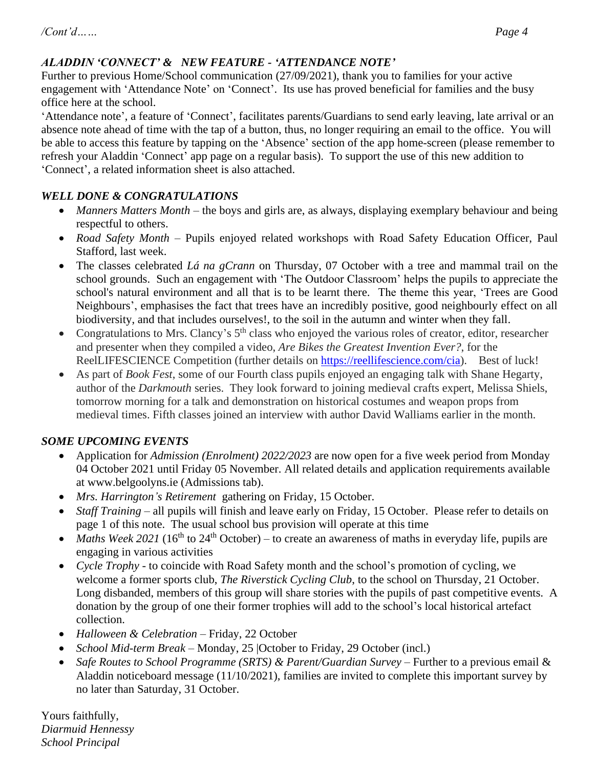*/Cont'd……*

### *ALADDIN 'CONNECT' & NEW FEATURE - 'ATTENDANCE NOTE'*

Further to previous Home/School communication (27/09/2021), thank you to families for your active engagement with 'Attendance Note' on 'Connect'. Its use has proved beneficial for families and the busy office here at the school.

'Attendance note', a feature of 'Connect', facilitates parents/Guardians to send early leaving, late arrival or an absence note ahead of time with the tap of a button, thus, no longer requiring an email to the office. You will be able to access this feature by tapping on the 'Absence' section of the app home-screen (please remember to refresh your Aladdin 'Connect' app page on a regular basis). To support the use of this new addition to 'Connect', a related information sheet is also attached.

### *WELL DONE & CONGRATULATIONS*

- *Manners Matters Month* – the boys and girls are, as always, displaying exemplary behaviour and being respectful to others.
- *Road Safety Month* – Pupils enjoyed related workshops with Road Safety Education Officer, Paul Stafford, last week.
- The classes celebrated *Lá na gCrann* on Thursday, 07 October with a tree and mammal trail on the school grounds. Such an engagement with 'The Outdoor Classroom' helps the pupils to appreciate the school's natural environment and all that is to be learnt there. The theme this year, 'Trees are Good Neighbours', emphasises the fact that trees have an incredibly positive, good neighbourly effect on all biodiversity, and that includes ourselves!, to the soil in the autumn and winter when they fall.
- Congratulations to Mrs. Clancy's 5th class who enjoyed the various roles of creator, editor, researcher and presenter when they compiled a video, *Are Bikes the Greatest Invention Ever?*, for the ReelLIFESCIENCE Competition (further details on https://reellifescience.com/cia). Best of luck!
- As part of *Book Fest*, some of our Fourth class pupils enjoyed an engaging talk with Shane Hegarty, author of the *Darkmouth* series. They look forward to joining medieval crafts expert, Melissa Shiels, tomorrow morning for a talk and demonstration on historical costumes and weapon props from medieval times. Fifth classes joined an interview with author David Walliams earlier in the month.

### *SOME UPCOMING EVENTS*

- Application for *Admission (Enrolment) 2022/2023* are now open for a five week period from Monday 04 October 2021 until Friday 05 November. All related details and application requirements available at www.belgoolyns.ie (Admissions tab).
- *Mrs. Harrington's Retirement* gathering on Friday, 15 October.
- *Staff Training* – all pupils will finish and leave early on Friday, 15 October. Please refer to details on page 1 of this note. The usual school bus provision will operate at this time
- *Maths Week 2021* (16th to 24th October) – to create an awareness of maths in everyday life, pupils are engaging in various activities
- *Cycle Trophy* - to coincide with Road Safety month and the school's promotion of cycling, we welcome a former sports club, *The Riverstick Cycling Club*, to the school on Thursday, 21 October. Long disbanded, members of this group will share stories with the pupils of past competitive events. A donation by the group of one their former trophies will add to the school's local historical artefact collection.
- *Halloween & Celebration* – Friday, 22 October
- *School Mid-term Break* – Monday, 25 |October to Friday, 29 October (incl.)
- *Safe Routes to School Programme (SRTS) & Parent/Guardian Survey* – Further to a previous email & Aladdin noticeboard message (11/10/2021), families are invited to complete this important survey by no later than Saturday, 31 October.

Yours faithfully,
*Diarmuid Hennessy*
*School Principal*